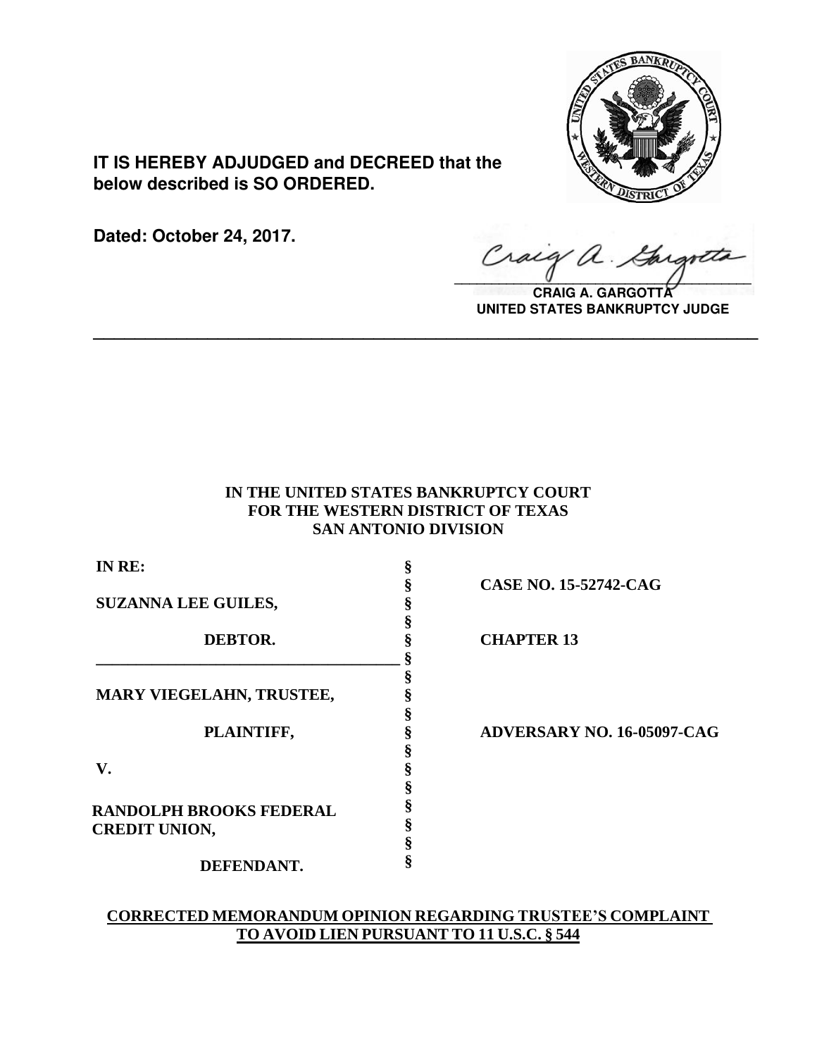**IT IS HEREBY ADJUDGED and DECREED that the below described is SO ORDERED.**

**Dated: October 24, 2017.**

**CRAIG A. GARGOTTA**
**UNITED STATES BANKRUPTCY JUDGE**

---

**IN THE UNITED STATES BANKRUPTCY COURT**
**FOR THE WESTERN DISTRICT OF TEXAS**
**SAN ANTONIO DIVISION**

| | | |
|---|---|---|
| **IN RE:** | § | |
| | § | **CASE NO. 15-52742-CAG** |
| **SUZANNA LEE GUILES,** | § | |
| | § | |
| **DEBTOR.** | § | **CHAPTER 13** |
| | § | |
| | § | |
| **MARY VIEGELAHN, TRUSTEE,** | § | |
| | § | |
| **PLAINTIFF,** | § | **ADVERSARY NO. 16-05097-CAG** |
| | § | |
| **V.** | § | |
| | § | |
| **RANDOLPH BROOKS FEDERAL CREDIT UNION,** | § | |
| | § | |
| **DEFENDANT.** | § | |

**CORRECTED MEMORANDUM OPINION REGARDING TRUSTEE'S COMPLAINT TO AVOID LIEN PURSUANT TO 11 U.S.C. § 544**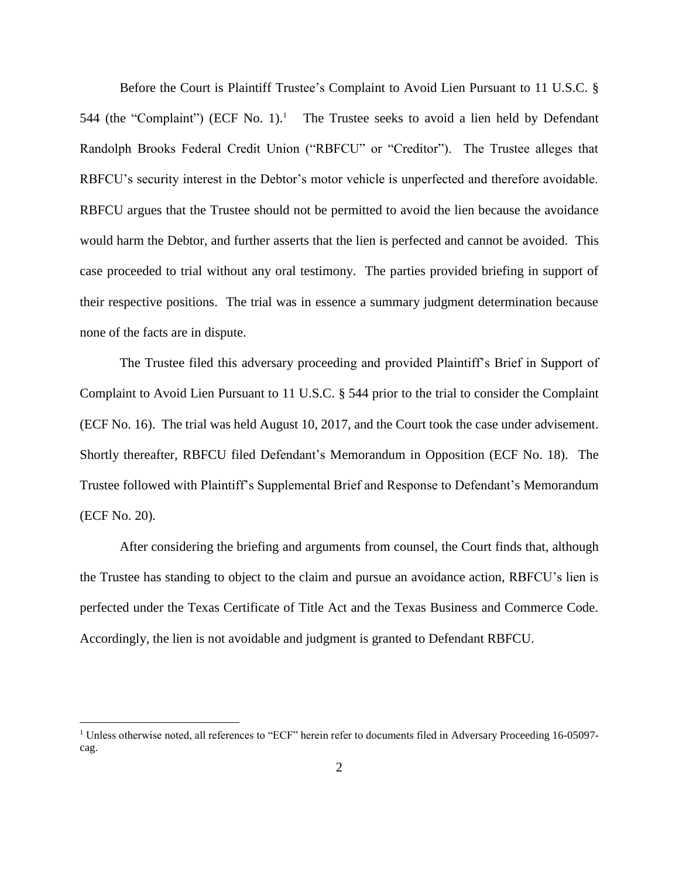Before the Court is Plaintiff Trustee's Complaint to Avoid Lien Pursuant to 11 U.S.C. § 544 (the "Complaint") (ECF No. 1).[1] The Trustee seeks to avoid a lien held by Defendant Randolph Brooks Federal Credit Union ("RBFCU" or "Creditor"). The Trustee alleges that RBFCU's security interest in the Debtor's motor vehicle is unperfected and therefore avoidable. RBFCU argues that the Trustee should not be permitted to avoid the lien because the avoidance would harm the Debtor, and further asserts that the lien is perfected and cannot be avoided. This case proceeded to trial without any oral testimony. The parties provided briefing in support of their respective positions. The trial was in essence a summary judgment determination because none of the facts are in dispute.

The Trustee filed this adversary proceeding and provided Plaintiff's Brief in Support of Complaint to Avoid Lien Pursuant to 11 U.S.C. § 544 prior to the trial to consider the Complaint (ECF No. 16). The trial was held August 10, 2017, and the Court took the case under advisement. Shortly thereafter, RBFCU filed Defendant's Memorandum in Opposition (ECF No. 18). The Trustee followed with Plaintiff's Supplemental Brief and Response to Defendant's Memorandum (ECF No. 20).

After considering the briefing and arguments from counsel, the Court finds that, although the Trustee has standing to object to the claim and pursue an avoidance action, RBFCU's lien is perfected under the Texas Certificate of Title Act and the Texas Business and Commerce Code. Accordingly, the lien is not avoidable and judgment is granted to Defendant RBFCU.

[1] Unless otherwise noted, all references to "ECF" herein refer to documents filed in Adversary Proceeding 16-05097-cag.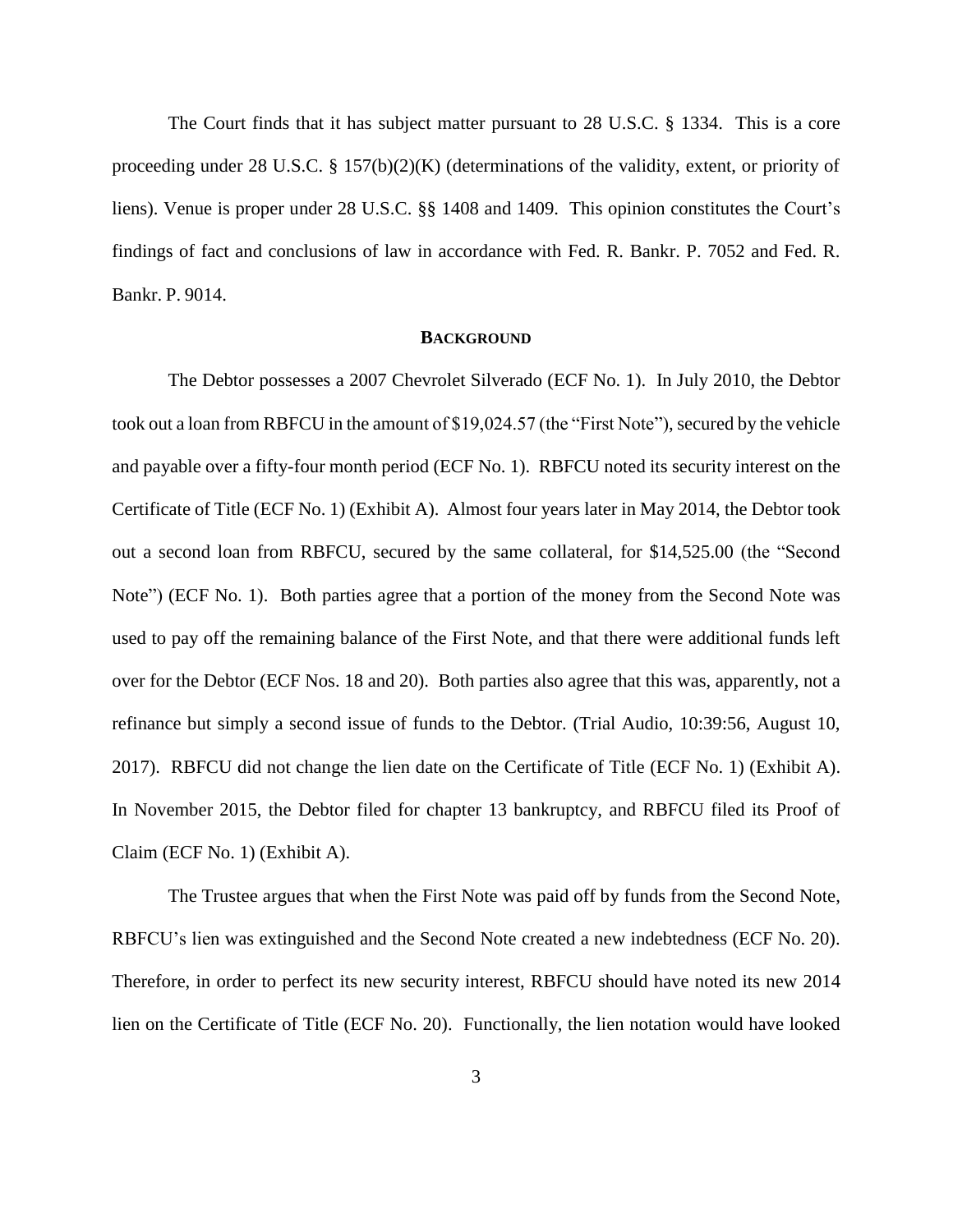The Court finds that it has subject matter pursuant to 28 U.S.C. § 1334. This is a core proceeding under 28 U.S.C. § 157(b)(2)(K) (determinations of the validity, extent, or priority of liens). Venue is proper under 28 U.S.C. §§ 1408 and 1409. This opinion constitutes the Court's findings of fact and conclusions of law in accordance with Fed. R. Bankr. P. 7052 and Fed. R. Bankr. P. 9014.

## **BACKGROUND**

The Debtor possesses a 2007 Chevrolet Silverado (ECF No. 1). In July 2010, the Debtor took out a loan from RBFCU in the amount of $19,024.57 (the "First Note"), secured by the vehicle and payable over a fifty-four month period (ECF No. 1). RBFCU noted its security interest on the Certificate of Title (ECF No. 1) (Exhibit A). Almost four years later in May 2014, the Debtor took out a second loan from RBFCU, secured by the same collateral, for $14,525.00 (the "Second Note") (ECF No. 1). Both parties agree that a portion of the money from the Second Note was used to pay off the remaining balance of the First Note, and that there were additional funds left over for the Debtor (ECF Nos. 18 and 20). Both parties also agree that this was, apparently, not a refinance but simply a second issue of funds to the Debtor. (Trial Audio, 10:39:56, August 10, 2017). RBFCU did not change the lien date on the Certificate of Title (ECF No. 1) (Exhibit A). In November 2015, the Debtor filed for chapter 13 bankruptcy, and RBFCU filed its Proof of Claim (ECF No. 1) (Exhibit A).

The Trustee argues that when the First Note was paid off by funds from the Second Note, RBFCU's lien was extinguished and the Second Note created a new indebtedness (ECF No. 20). Therefore, in order to perfect its new security interest, RBFCU should have noted its new 2014 lien on the Certificate of Title (ECF No. 20). Functionally, the lien notation would have looked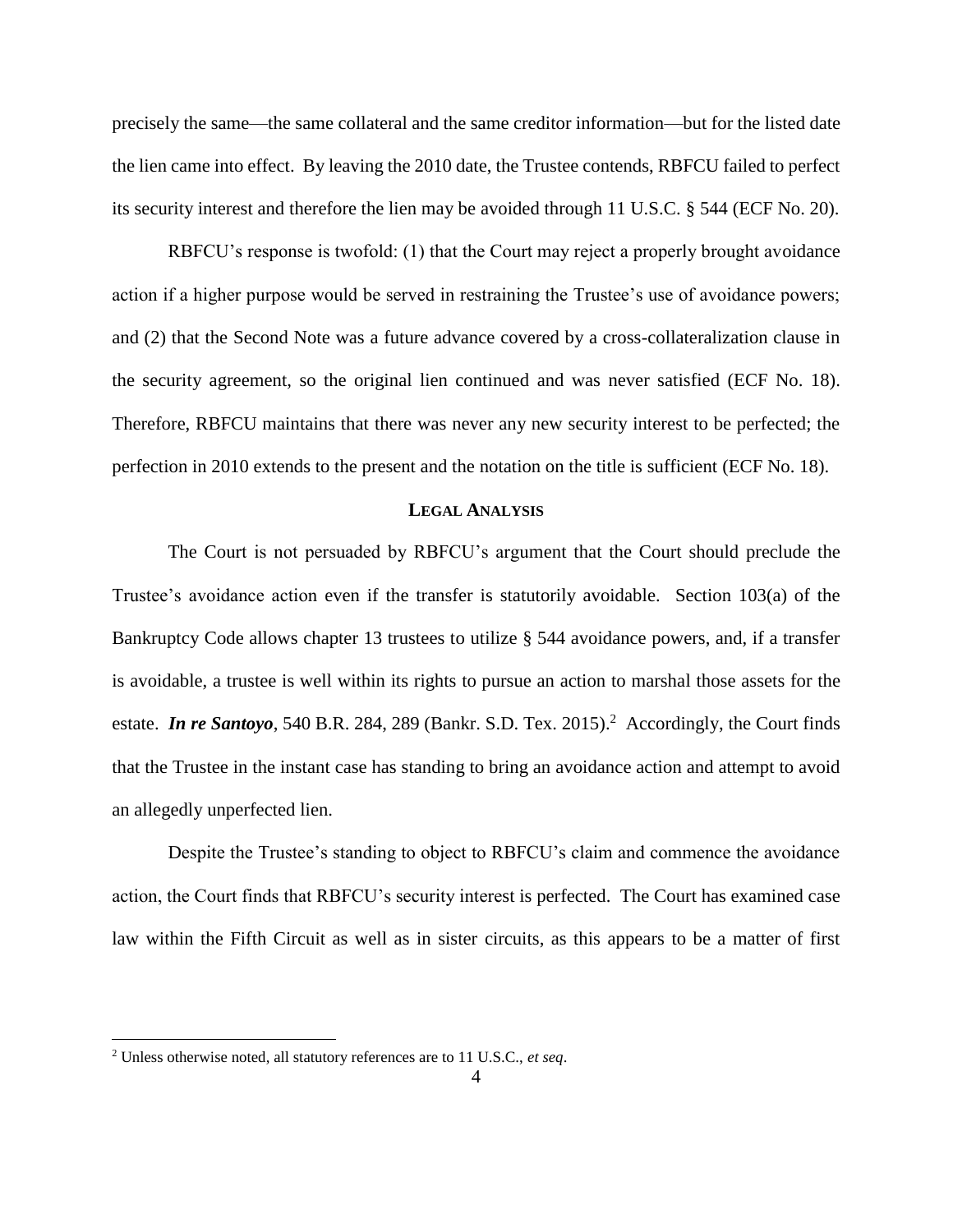precisely the same—the same collateral and the same creditor information—but for the listed date the lien came into effect. By leaving the 2010 date, the Trustee contends, RBFCU failed to perfect its security interest and therefore the lien may be avoided through 11 U.S.C. § 544 (ECF No. 20).

RBFCU's response is twofold: (1) that the Court may reject a properly brought avoidance action if a higher purpose would be served in restraining the Trustee's use of avoidance powers; and (2) that the Second Note was a future advance covered by a cross-collateralization clause in the security agreement, so the original lien continued and was never satisfied (ECF No. 18). Therefore, RBFCU maintains that there was never any new security interest to be perfected; the perfection in 2010 extends to the present and the notation on the title is sufficient (ECF No. 18).

## LEGAL ANALYSIS

The Court is not persuaded by RBFCU's argument that the Court should preclude the Trustee's avoidance action even if the transfer is statutorily avoidable. Section 103(a) of the Bankruptcy Code allows chapter 13 trustees to utilize § 544 avoidance powers, and, if a transfer is avoidable, a trustee is well within its rights to pursue an action to marshal those assets for the estate. ***In re Santoyo***, 540 B.R. 284, 289 (Bankr. S.D. Tex. 2015).[2] Accordingly, the Court finds that the Trustee in the instant case has standing to bring an avoidance action and attempt to avoid an allegedly unperfected lien.

Despite the Trustee's standing to object to RBFCU's claim and commence the avoidance action, the Court finds that RBFCU's security interest is perfected. The Court has examined case law within the Fifth Circuit as well as in sister circuits, as this appears to be a matter of first

[2] Unless otherwise noted, all statutory references are to 11 U.S.C., *et seq*.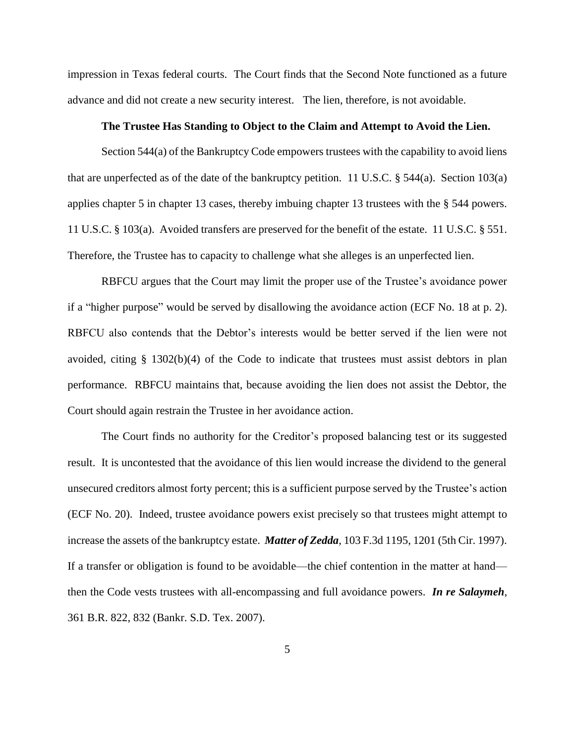impression in Texas federal courts. The Court finds that the Second Note functioned as a future advance and did not create a new security interest. The lien, therefore, is not avoidable.

**The Trustee Has Standing to Object to the Claim and Attempt to Avoid the Lien.**

Section 544(a) of the Bankruptcy Code empowers trustees with the capability to avoid liens that are unperfected as of the date of the bankruptcy petition. 11 U.S.C. § 544(a). Section 103(a) applies chapter 5 in chapter 13 cases, thereby imbuing chapter 13 trustees with the § 544 powers. 11 U.S.C. § 103(a). Avoided transfers are preserved for the benefit of the estate. 11 U.S.C. § 551. Therefore, the Trustee has to capacity to challenge what she alleges is an unperfected lien.

RBFCU argues that the Court may limit the proper use of the Trustee's avoidance power if a "higher purpose" would be served by disallowing the avoidance action (ECF No. 18 at p. 2). RBFCU also contends that the Debtor's interests would be better served if the lien were not avoided, citing § 1302(b)(4) of the Code to indicate that trustees must assist debtors in plan performance. RBFCU maintains that, because avoiding the lien does not assist the Debtor, the Court should again restrain the Trustee in her avoidance action.

The Court finds no authority for the Creditor's proposed balancing test or its suggested result. It is uncontested that the avoidance of this lien would increase the dividend to the general unsecured creditors almost forty percent; this is a sufficient purpose served by the Trustee's action (ECF No. 20). Indeed, trustee avoidance powers exist precisely so that trustees might attempt to increase the assets of the bankruptcy estate. ***Matter of Zedda***, 103 F.3d 1195, 1201 (5th Cir. 1997). If a transfer or obligation is found to be avoidable—the chief contention in the matter at hand—then the Code vests trustees with all-encompassing and full avoidance powers. ***In re Salaymeh***, 361 B.R. 822, 832 (Bankr. S.D. Tex. 2007).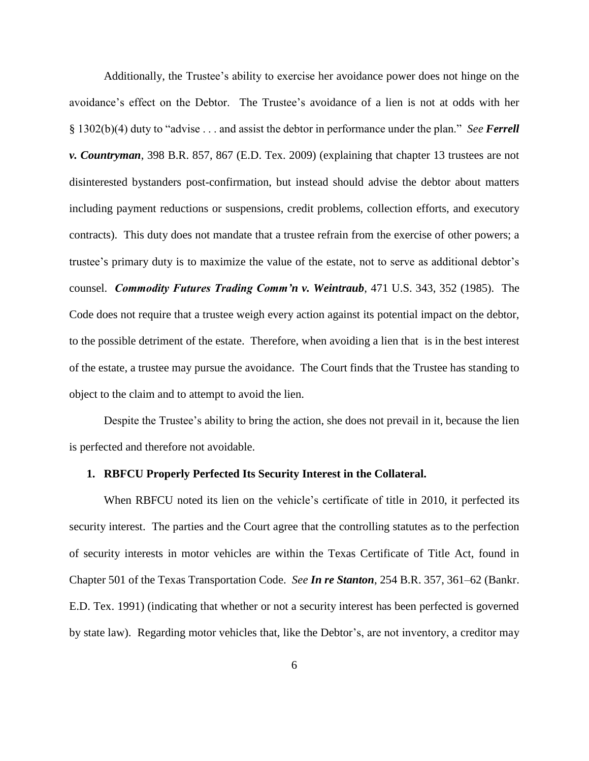Additionally, the Trustee's ability to exercise her avoidance power does not hinge on the avoidance's effect on the Debtor. The Trustee's avoidance of a lien is not at odds with her § 1302(b)(4) duty to "advise . . . and assist the debtor in performance under the plan." *See* ***Ferrell v. Countryman***, 398 B.R. 857, 867 (E.D. Tex. 2009) (explaining that chapter 13 trustees are not disinterested bystanders post-confirmation, but instead should advise the debtor about matters including payment reductions or suspensions, credit problems, collection efforts, and executory contracts). This duty does not mandate that a trustee refrain from the exercise of other powers; a trustee's primary duty is to maximize the value of the estate, not to serve as additional debtor's counsel. ***Commodity Futures Trading Comm'n v. Weintraub***, 471 U.S. 343, 352 (1985). The Code does not require that a trustee weigh every action against its potential impact on the debtor, to the possible detriment of the estate. Therefore, when avoiding a lien that is in the best interest of the estate, a trustee may pursue the avoidance. The Court finds that the Trustee has standing to object to the claim and to attempt to avoid the lien.

Despite the Trustee's ability to bring the action, she does not prevail in it, because the lien is perfected and therefore not avoidable.

**1. RBFCU Properly Perfected Its Security Interest in the Collateral.**

When RBFCU noted its lien on the vehicle's certificate of title in 2010, it perfected its security interest. The parties and the Court agree that the controlling statutes as to the perfection of security interests in motor vehicles are within the Texas Certificate of Title Act, found in Chapter 501 of the Texas Transportation Code. *See* ***In re Stanton***, 254 B.R. 357, 361–62 (Bankr. E.D. Tex. 1991) (indicating that whether or not a security interest has been perfected is governed by state law). Regarding motor vehicles that, like the Debtor's, are not inventory, a creditor may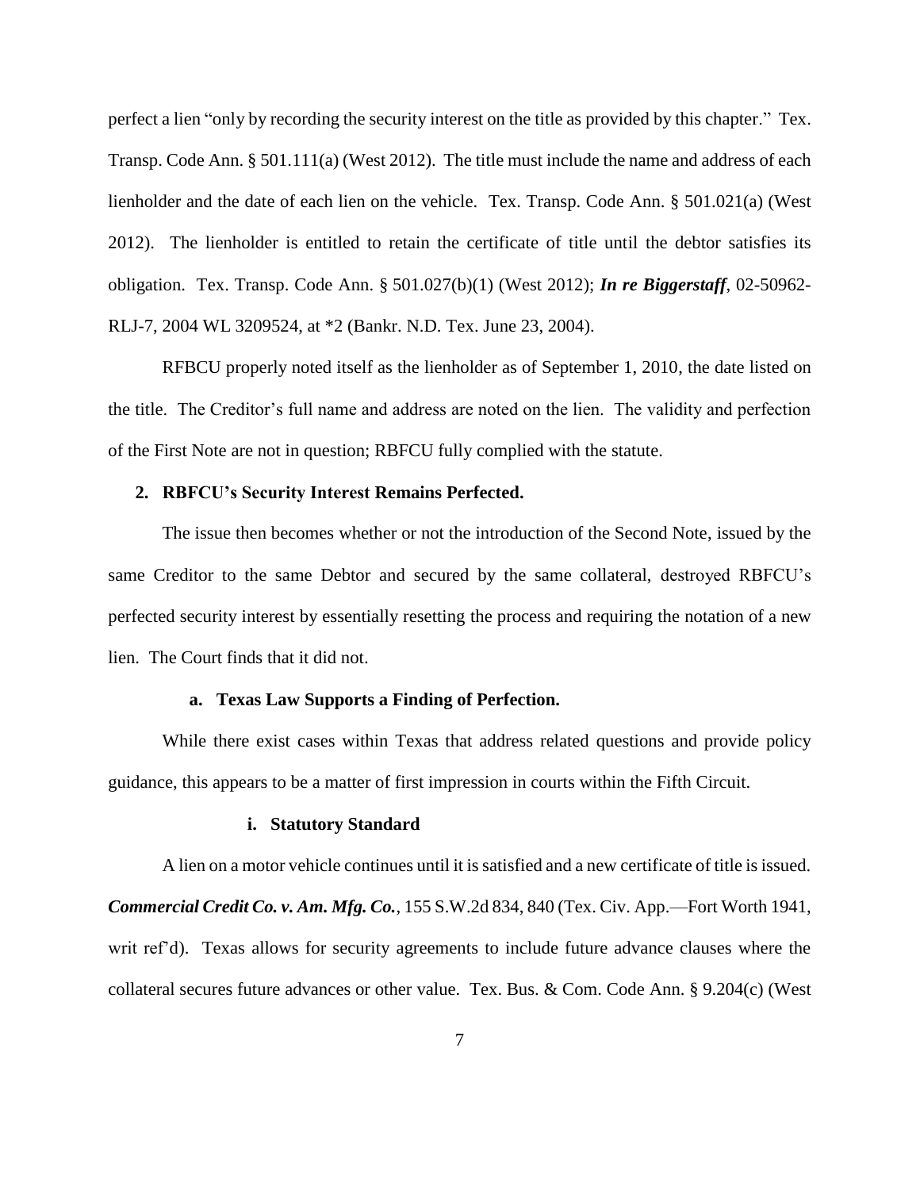perfect a lien "only by recording the security interest on the title as provided by this chapter." Tex. Transp. Code Ann. § 501.111(a) (West 2012). The title must include the name and address of each lienholder and the date of each lien on the vehicle. Tex. Transp. Code Ann. § 501.021(a) (West 2012). The lienholder is entitled to retain the certificate of title until the debtor satisfies its obligation. Tex. Transp. Code Ann. § 501.027(b)(1) (West 2012); ***In re Biggerstaff***, 02-50962-RLJ-7, 2004 WL 3209524, at *2 (Bankr. N.D. Tex. June 23, 2004).

RFBCU properly noted itself as the lienholder as of September 1, 2010, the date listed on the title. The Creditor's full name and address are noted on the lien. The validity and perfection of the First Note are not in question; RBFCU fully complied with the statute.

### 2. RBFCU's Security Interest Remains Perfected.

The issue then becomes whether or not the introduction of the Second Note, issued by the same Creditor to the same Debtor and secured by the same collateral, destroyed RBFCU's perfected security interest by essentially resetting the process and requiring the notation of a new lien. The Court finds that it did not.

#### a. Texas Law Supports a Finding of Perfection.

While there exist cases within Texas that address related questions and provide policy guidance, this appears to be a matter of first impression in courts within the Fifth Circuit.

##### i. Statutory Standard

A lien on a motor vehicle continues until it is satisfied and a new certificate of title is issued. ***Commercial Credit Co. v. Am. Mfg. Co.***, 155 S.W.2d 834, 840 (Tex. Civ. App.—Fort Worth 1941, writ ref'd). Texas allows for security agreements to include future advance clauses where the collateral secures future advances or other value. Tex. Bus. & Com. Code Ann. § 9.204(c) (West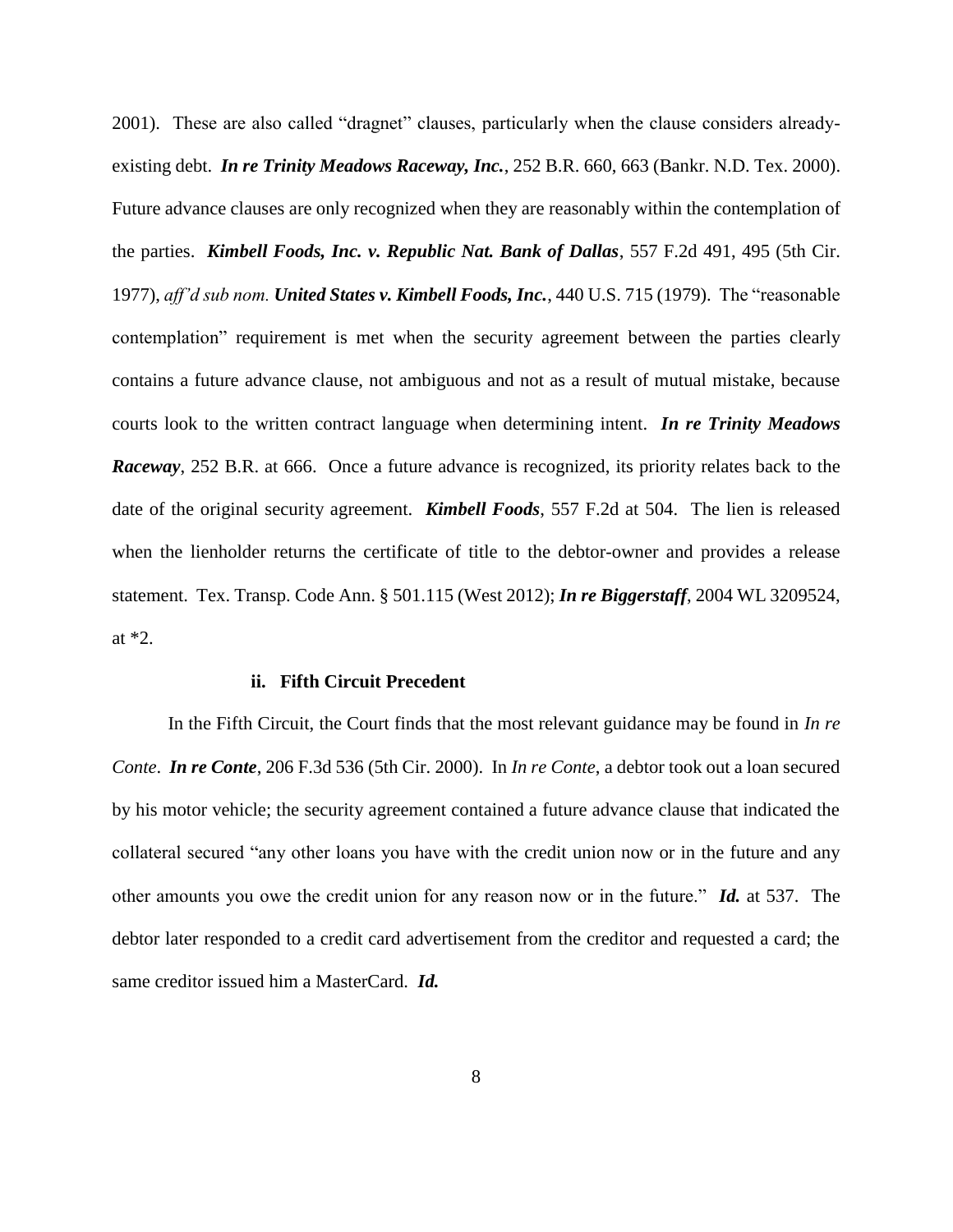2001). These are also called "dragnet" clauses, particularly when the clause considers already-existing debt. ***In re Trinity Meadows Raceway, Inc.***, 252 B.R. 660, 663 (Bankr. N.D. Tex. 2000). Future advance clauses are only recognized when they are reasonably within the contemplation of the parties. ***Kimbell Foods, Inc. v. Republic Nat. Bank of Dallas***, 557 F.2d 491, 495 (5th Cir. 1977), *aff'd sub nom.* ***United States v. Kimbell Foods, Inc.***, 440 U.S. 715 (1979). The "reasonable contemplation" requirement is met when the security agreement between the parties clearly contains a future advance clause, not ambiguous and not as a result of mutual mistake, because courts look to the written contract language when determining intent. ***In re Trinity Meadows Raceway***, 252 B.R. at 666. Once a future advance is recognized, its priority relates back to the date of the original security agreement. ***Kimbell Foods***, 557 F.2d at 504. The lien is released when the lienholder returns the certificate of title to the debtor-owner and provides a release statement. Tex. Transp. Code Ann. § 501.115 (West 2012); ***In re Biggerstaff***, 2004 WL 3209524, at *2.

#### ii. Fifth Circuit Precedent

In the Fifth Circuit, the Court finds that the most relevant guidance may be found in *In re Conte*. ***In re Conte***, 206 F.3d 536 (5th Cir. 2000). In *In re Conte*, a debtor took out a loan secured by his motor vehicle; the security agreement contained a future advance clause that indicated the collateral secured "any other loans you have with the credit union now or in the future and any other amounts you owe the credit union for any reason now or in the future." ***Id.*** at 537. The debtor later responded to a credit card advertisement from the creditor and requested a card; the same creditor issued him a MasterCard. ***Id.***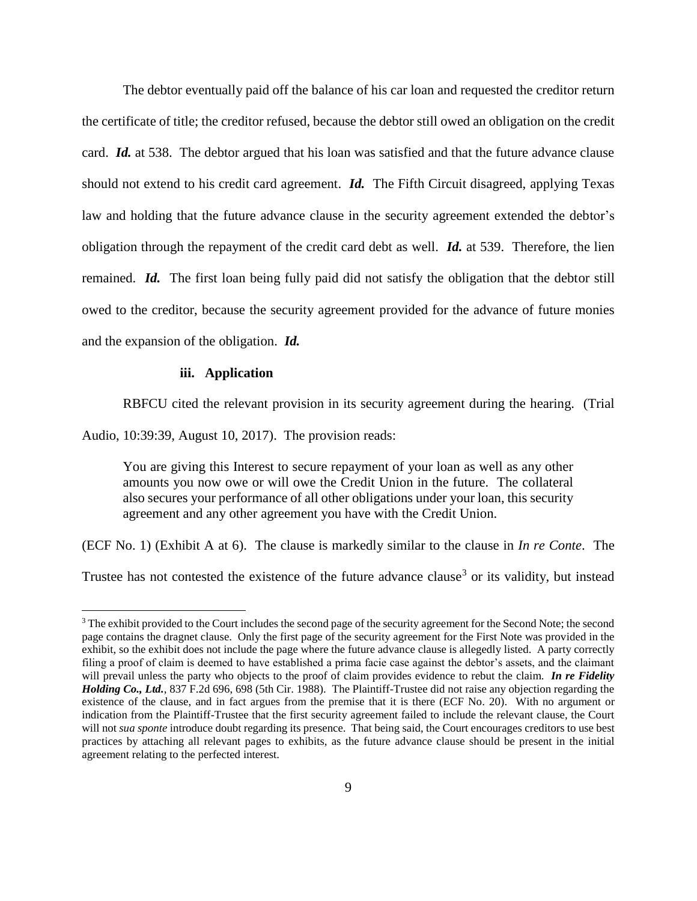The debtor eventually paid off the balance of his car loan and requested the creditor return the certificate of title; the creditor refused, because the debtor still owed an obligation on the credit card. ***Id.*** at 538. The debtor argued that his loan was satisfied and that the future advance clause should not extend to his credit card agreement. ***Id.*** The Fifth Circuit disagreed, applying Texas law and holding that the future advance clause in the security agreement extended the debtor's obligation through the repayment of the credit card debt as well. ***Id.*** at 539. Therefore, the lien remained. ***Id.*** The first loan being fully paid did not satisfy the obligation that the debtor still owed to the creditor, because the security agreement provided for the advance of future monies and the expansion of the obligation. ***Id.***

#### iii. Application

RBFCU cited the relevant provision in its security agreement during the hearing. (Trial Audio, 10:39:39, August 10, 2017). The provision reads:

> You are giving this Interest to secure repayment of your loan as well as any other amounts you now owe or will owe the Credit Union in the future. The collateral also secures your performance of all other obligations under your loan, this security agreement and any other agreement you have with the Credit Union.

(ECF No. 1) (Exhibit A at 6). The clause is markedly similar to the clause in *In re Conte*. The Trustee has not contested the existence of the future advance clause[3] or its validity, but instead

[3] The exhibit provided to the Court includes the second page of the security agreement for the Second Note; the second page contains the dragnet clause. Only the first page of the security agreement for the First Note was provided in the exhibit, so the exhibit does not include the page where the future advance clause is allegedly listed. A party correctly filing a proof of claim is deemed to have established a prima facie case against the debtor's assets, and the claimant will prevail unless the party who objects to the proof of claim provides evidence to rebut the claim. ***In re Fidelity Holding Co., Ltd.***, 837 F.2d 696, 698 (5th Cir. 1988). The Plaintiff-Trustee did not raise any objection regarding the existence of the clause, and in fact argues from the premise that it is there (ECF No. 20). With no argument or indication from the Plaintiff-Trustee that the first security agreement failed to include the relevant clause, the Court will not *sua sponte* introduce doubt regarding its presence. That being said, the Court encourages creditors to use best practices by attaching all relevant pages to exhibits, as the future advance clause should be present in the initial agreement relating to the perfected interest.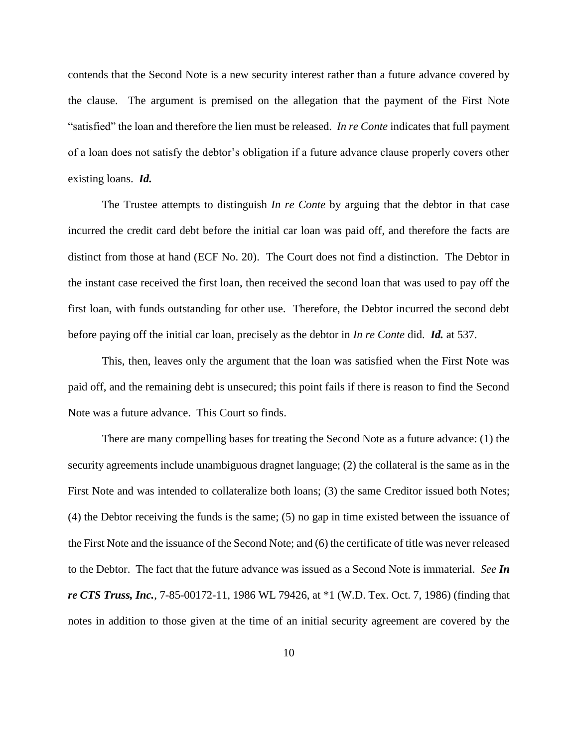contends that the Second Note is a new security interest rather than a future advance covered by the clause. The argument is premised on the allegation that the payment of the First Note "satisfied" the loan and therefore the lien must be released. *In re Conte* indicates that full payment of a loan does not satisfy the debtor's obligation if a future advance clause properly covers other existing loans. ***Id.***

The Trustee attempts to distinguish *In re Conte* by arguing that the debtor in that case incurred the credit card debt before the initial car loan was paid off, and therefore the facts are distinct from those at hand (ECF No. 20). The Court does not find a distinction. The Debtor in the instant case received the first loan, then received the second loan that was used to pay off the first loan, with funds outstanding for other use. Therefore, the Debtor incurred the second debt before paying off the initial car loan, precisely as the debtor in *In re Conte* did. ***Id.*** at 537.

This, then, leaves only the argument that the loan was satisfied when the First Note was paid off, and the remaining debt is unsecured; this point fails if there is reason to find the Second Note was a future advance. This Court so finds.

There are many compelling bases for treating the Second Note as a future advance: (1) the security agreements include unambiguous dragnet language; (2) the collateral is the same as in the First Note and was intended to collateralize both loans; (3) the same Creditor issued both Notes; (4) the Debtor receiving the funds is the same; (5) no gap in time existed between the issuance of the First Note and the issuance of the Second Note; and (6) the certificate of title was never released to the Debtor. The fact that the future advance was issued as a Second Note is immaterial. *See **In re CTS Truss, Inc.***, 7-85-00172-11, 1986 WL 79426, at *1 (W.D. Tex. Oct. 7, 1986) (finding that notes in addition to those given at the time of an initial security agreement are covered by the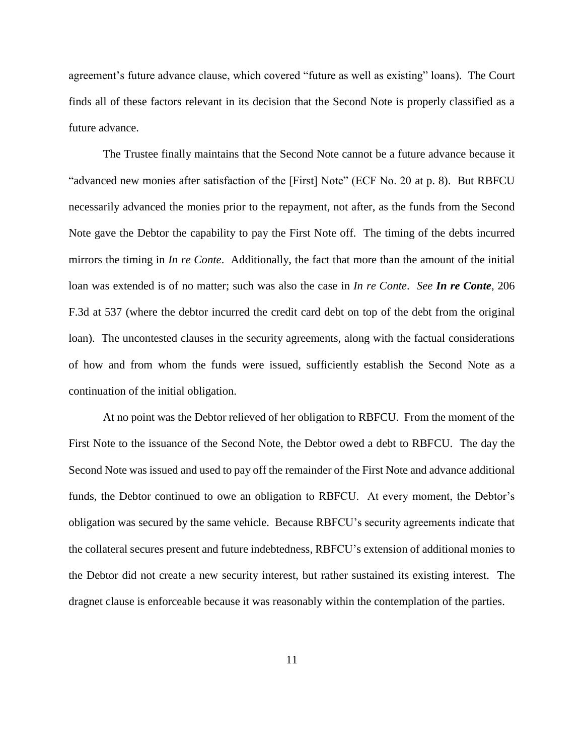agreement's future advance clause, which covered "future as well as existing" loans). The Court finds all of these factors relevant in its decision that the Second Note is properly classified as a future advance.

The Trustee finally maintains that the Second Note cannot be a future advance because it "advanced new monies after satisfaction of the [First] Note" (ECF No. 20 at p. 8). But RBFCU necessarily advanced the monies prior to the repayment, not after, as the funds from the Second Note gave the Debtor the capability to pay the First Note off. The timing of the debts incurred mirrors the timing in *In re Conte*. Additionally, the fact that more than the amount of the initial loan was extended is of no matter; such was also the case in *In re Conte*. *See* ***In re Conte***, 206 F.3d at 537 (where the debtor incurred the credit card debt on top of the debt from the original loan). The uncontested clauses in the security agreements, along with the factual considerations of how and from whom the funds were issued, sufficiently establish the Second Note as a continuation of the initial obligation.

At no point was the Debtor relieved of her obligation to RBFCU. From the moment of the First Note to the issuance of the Second Note, the Debtor owed a debt to RBFCU. The day the Second Note was issued and used to pay off the remainder of the First Note and advance additional funds, the Debtor continued to owe an obligation to RBFCU. At every moment, the Debtor's obligation was secured by the same vehicle. Because RBFCU's security agreements indicate that the collateral secures present and future indebtedness, RBFCU's extension of additional monies to the Debtor did not create a new security interest, but rather sustained its existing interest. The dragnet clause is enforceable because it was reasonably within the contemplation of the parties.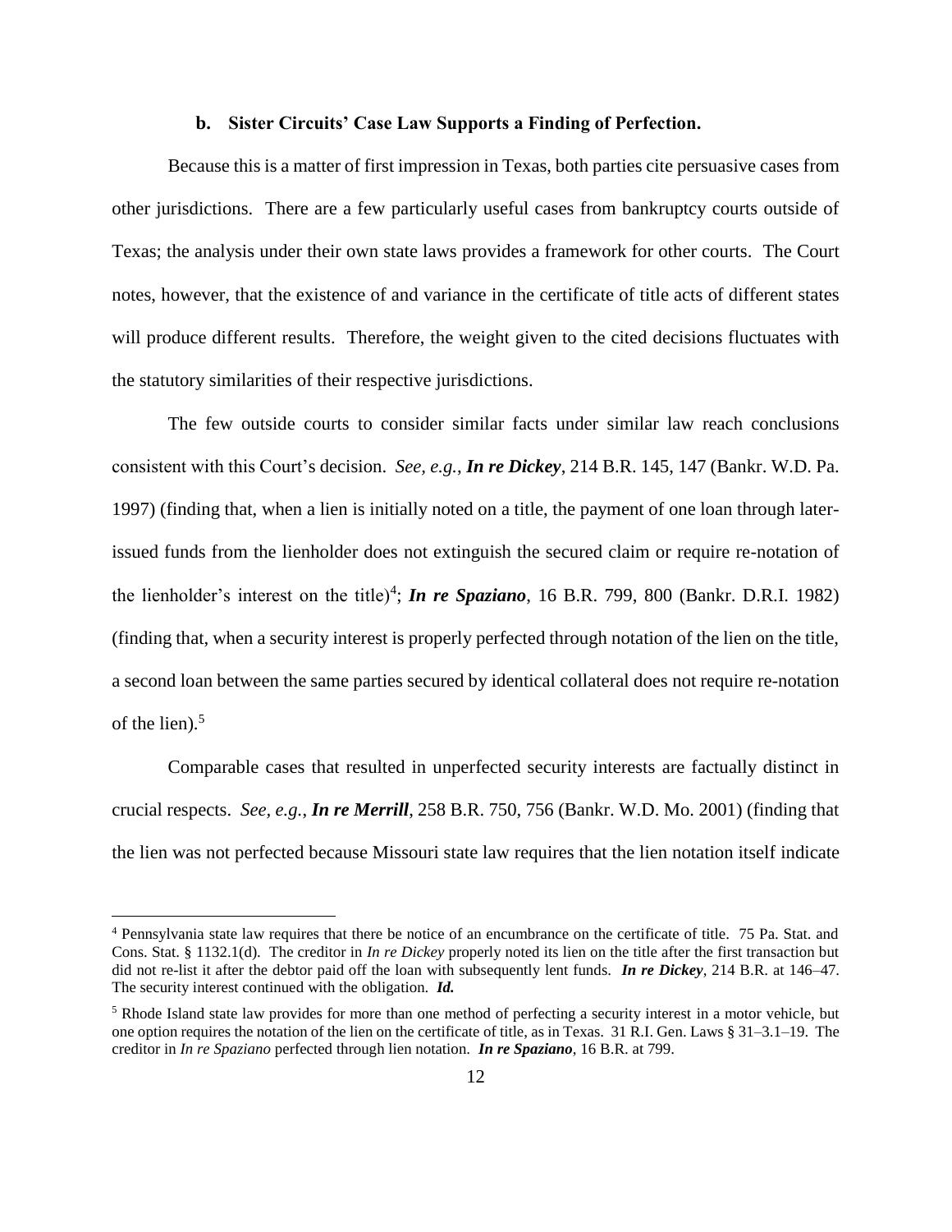### b. Sister Circuits' Case Law Supports a Finding of Perfection.

Because this is a matter of first impression in Texas, both parties cite persuasive cases from other jurisdictions. There are a few particularly useful cases from bankruptcy courts outside of Texas; the analysis under their own state laws provides a framework for other courts. The Court notes, however, that the existence of and variance in the certificate of title acts of different states will produce different results. Therefore, the weight given to the cited decisions fluctuates with the statutory similarities of their respective jurisdictions.

The few outside courts to consider similar facts under similar law reach conclusions consistent with this Court's decision. *See, e.g.*, ***In re Dickey***, 214 B.R. 145, 147 (Bankr. W.D. Pa. 1997) (finding that, when a lien is initially noted on a title, the payment of one loan through later-issued funds from the lienholder does not extinguish the secured claim or require re-notation of the lienholder's interest on the title)[4]; ***In re Spaziano***, 16 B.R. 799, 800 (Bankr. D.R.I. 1982) (finding that, when a security interest is properly perfected through notation of the lien on the title, a second loan between the same parties secured by identical collateral does not require re-notation of the lien).[5]

Comparable cases that resulted in unperfected security interests are factually distinct in crucial respects. *See, e.g.*, ***In re Merrill***, 258 B.R. 750, 756 (Bankr. W.D. Mo. 2001) (finding that the lien was not perfected because Missouri state law requires that the lien notation itself indicate

---

[4] Pennsylvania state law requires that there be notice of an encumbrance on the certificate of title. 75 Pa. Stat. and Cons. Stat. § 1132.1(d). The creditor in *In re Dickey* properly noted its lien on the title after the first transaction but did not re-list it after the debtor paid off the loan with subsequently lent funds. ***In re Dickey***, 214 B.R. at 146–47. The security interest continued with the obligation. ***Id.***

[5] Rhode Island state law provides for more than one method of perfecting a security interest in a motor vehicle, but one option requires the notation of the lien on the certificate of title, as in Texas. 31 R.I. Gen. Laws § 31–3.1–19. The creditor in *In re Spaziano* perfected through lien notation. ***In re Spaziano***, 16 B.R. at 799.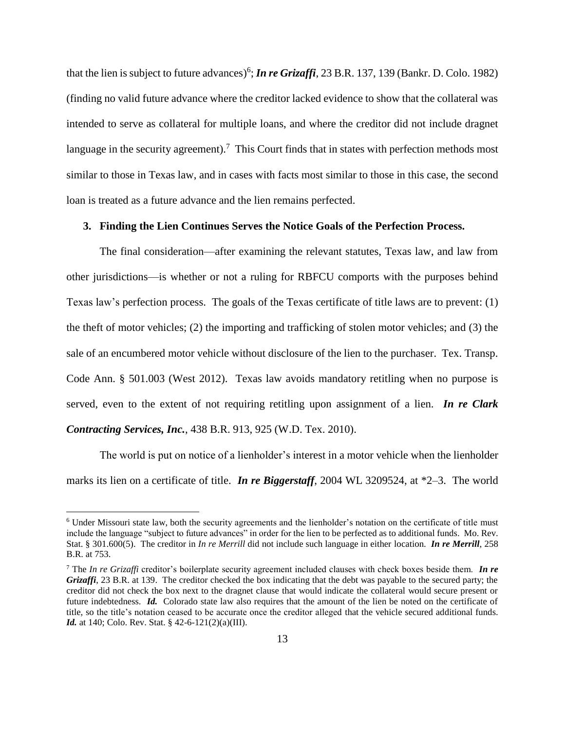that the lien is subject to future advances)[6]; ***In re Grizaffi***, 23 B.R. 137, 139 (Bankr. D. Colo. 1982) (finding no valid future advance where the creditor lacked evidence to show that the collateral was intended to serve as collateral for multiple loans, and where the creditor did not include dragnet language in the security agreement).[7] This Court finds that in states with perfection methods most similar to those in Texas law, and in cases with facts most similar to those in this case, the second loan is treated as a future advance and the lien remains perfected.

### 3. Finding the Lien Continues Serves the Notice Goals of the Perfection Process.

The final consideration—after examining the relevant statutes, Texas law, and law from other jurisdictions—is whether or not a ruling for RBFCU comports with the purposes behind Texas law's perfection process. The goals of the Texas certificate of title laws are to prevent: (1) the theft of motor vehicles; (2) the importing and trafficking of stolen motor vehicles; and (3) the sale of an encumbered motor vehicle without disclosure of the lien to the purchaser. Tex. Transp. Code Ann. § 501.003 (West 2012). Texas law avoids mandatory retitling when no purpose is served, even to the extent of not requiring retitling upon assignment of a lien. ***In re Clark Contracting Services, Inc.***, 438 B.R. 913, 925 (W.D. Tex. 2010).

The world is put on notice of a lienholder's interest in a motor vehicle when the lienholder marks its lien on a certificate of title. ***In re Biggerstaff***, 2004 WL 3209524, at *2–3. The world

---

[6] Under Missouri state law, both the security agreements and the lienholder's notation on the certificate of title must include the language "subject to future advances" in order for the lien to be perfected as to additional funds. Mo. Rev. Stat. § 301.600(5). The creditor in *In re Merrill* did not include such language in either location. ***In re Merrill***, 258 B.R. at 753.

[7] The *In re Grizaffi* creditor's boilerplate security agreement included clauses with check boxes beside them. ***In re Grizaffi***, 23 B.R. at 139. The creditor checked the box indicating that the debt was payable to the secured party; the creditor did not check the box next to the dragnet clause that would indicate the collateral would secure present or future indebtedness. ***Id.*** Colorado state law also requires that the amount of the lien be noted on the certificate of title, so the title's notation ceased to be accurate once the creditor alleged that the vehicle secured additional funds. ***Id.*** at 140; Colo. Rev. Stat. § 42-6-121(2)(a)(III).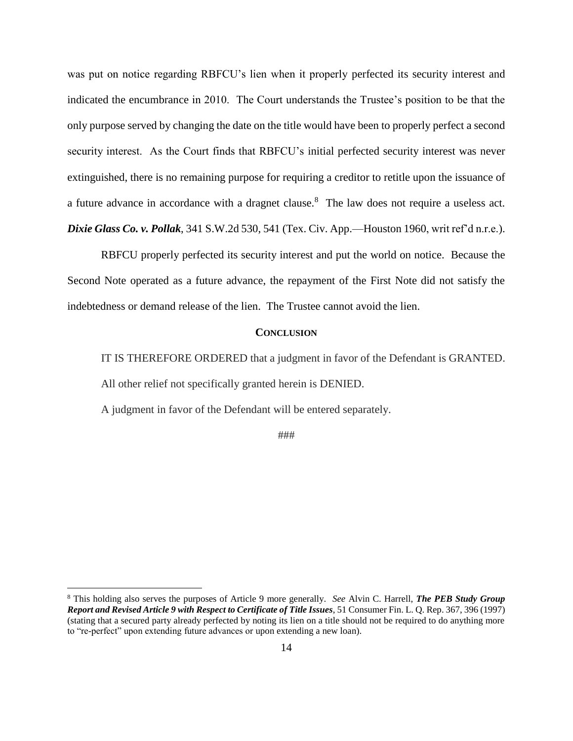was put on notice regarding RBFCU's lien when it properly perfected its security interest and indicated the encumbrance in 2010. The Court understands the Trustee's position to be that the only purpose served by changing the date on the title would have been to properly perfect a second security interest. As the Court finds that RBFCU's initial perfected security interest was never extinguished, there is no remaining purpose for requiring a creditor to retitle upon the issuance of a future advance in accordance with a dragnet clause.[8] The law does not require a useless act. ***Dixie Glass Co. v. Pollak***, 341 S.W.2d 530, 541 (Tex. Civ. App.—Houston 1960, writ ref'd n.r.e.).

RBFCU properly perfected its security interest and put the world on notice. Because the Second Note operated as a future advance, the repayment of the First Note did not satisfy the indebtedness or demand release of the lien. The Trustee cannot avoid the lien.

## CONCLUSION

IT IS THEREFORE ORDERED that a judgment in favor of the Defendant is GRANTED.

All other relief not specifically granted herein is DENIED.

A judgment in favor of the Defendant will be entered separately.

###

[8] This holding also serves the purposes of Article 9 more generally. *See* Alvin C. Harrell, ***The PEB Study Group Report and Revised Article 9 with Respect to Certificate of Title Issues***, 51 Consumer Fin. L. Q. Rep. 367, 396 (1997) (stating that a secured party already perfected by noting its lien on a title should not be required to do anything more to "re-perfect" upon extending future advances or upon extending a new loan).